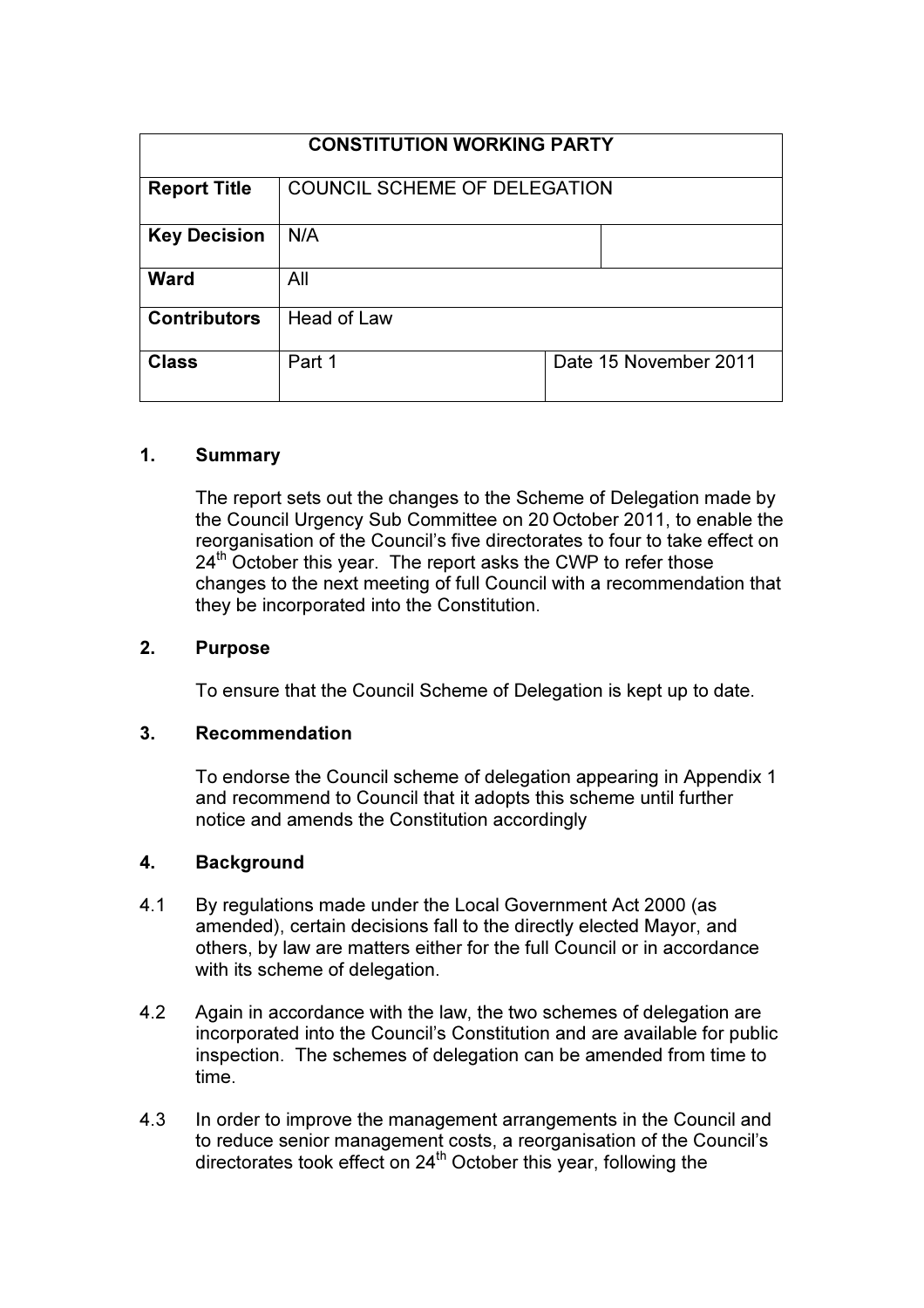| CONSTITUTION WORKING PARTY | | |
|---|---|---|
| **Report Title** | COUNCIL SCHEME OF DELEGATION | |
| **Key Decision** | N/A | |
| **Ward** | All | |
| **Contributors** | Head of Law | |
| **Class** | Part 1 | Date 15 November 2011 |

## 1. Summary

The report sets out the changes to the Scheme of Delegation made by the Council Urgency Sub Committee on 20 October 2011, to enable the reorganisation of the Council's five directorates to four to take effect on 24th October this year. The report asks the CWP to refer those changes to the next meeting of full Council with a recommendation that they be incorporated into the Constitution.

## 2. Purpose

To ensure that the Council Scheme of Delegation is kept up to date.

## 3. Recommendation

To endorse the Council scheme of delegation appearing in Appendix 1 and recommend to Council that it adopts this scheme until further notice and amends the Constitution accordingly

## 4. Background

4.1 By regulations made under the Local Government Act 2000 (as amended), certain decisions fall to the directly elected Mayor, and others, by law are matters either for the full Council or in accordance with its scheme of delegation.

4.2 Again in accordance with the law, the two schemes of delegation are incorporated into the Council's Constitution and are available for public inspection. The schemes of delegation can be amended from time to time.

4.3 In order to improve the management arrangements in the Council and to reduce senior management costs, a reorganisation of the Council's directorates took effect on 24th October this year, following the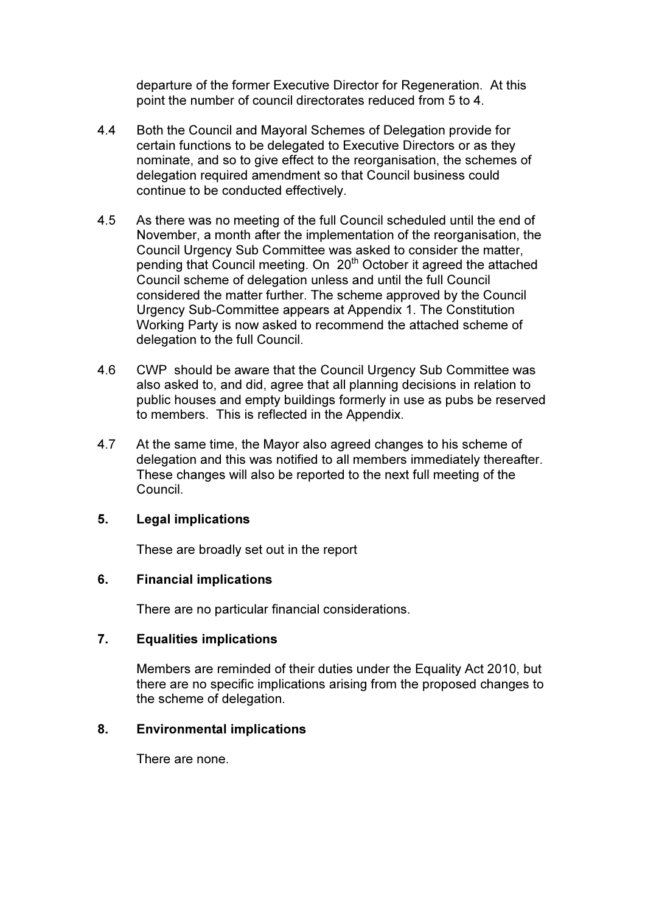departure of the former Executive Director for Regeneration. At this point the number of council directorates reduced from 5 to 4.

4.4 Both the Council and Mayoral Schemes of Delegation provide for certain functions to be delegated to Executive Directors or as they nominate, and so to give effect to the reorganisation, the schemes of delegation required amendment so that Council business could continue to be conducted effectively.

4.5 As there was no meeting of the full Council scheduled until the end of November, a month after the implementation of the reorganisation, the Council Urgency Sub Committee was asked to consider the matter, pending that Council meeting. On 20th October it agreed the attached Council scheme of delegation unless and until the full Council considered the matter further. The scheme approved by the Council Urgency Sub-Committee appears at Appendix 1. The Constitution Working Party is now asked to recommend the attached scheme of delegation to the full Council.

4.6 CWP should be aware that the Council Urgency Sub Committee was also asked to, and did, agree that all planning decisions in relation to public houses and empty buildings formerly in use as pubs be reserved to members. This is reflected in the Appendix.

4.7 At the same time, the Mayor also agreed changes to his scheme of delegation and this was notified to all members immediately thereafter. These changes will also be reported to the next full meeting of the Council.

## 5. Legal implications

These are broadly set out in the report

## 6. Financial implications

There are no particular financial considerations.

## 7. Equalities implications

Members are reminded of their duties under the Equality Act 2010, but there are no specific implications arising from the proposed changes to the scheme of delegation.

## 8. Environmental implications

There are none.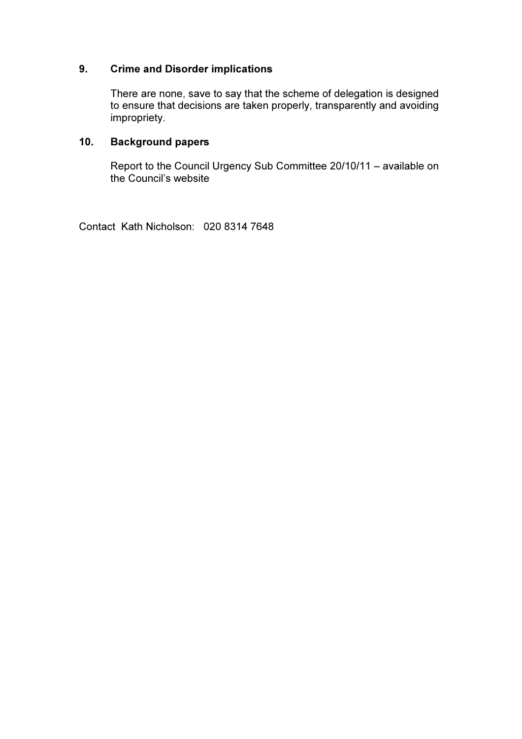## 9. Crime and Disorder implications

There are none, save to say that the scheme of delegation is designed to ensure that decisions are taken properly, transparently and avoiding impropriety.

## 10. Background papers

Report to the Council Urgency Sub Committee 20/10/11 – available on the Council's website

Contact Kath Nicholson: 020 8314 7648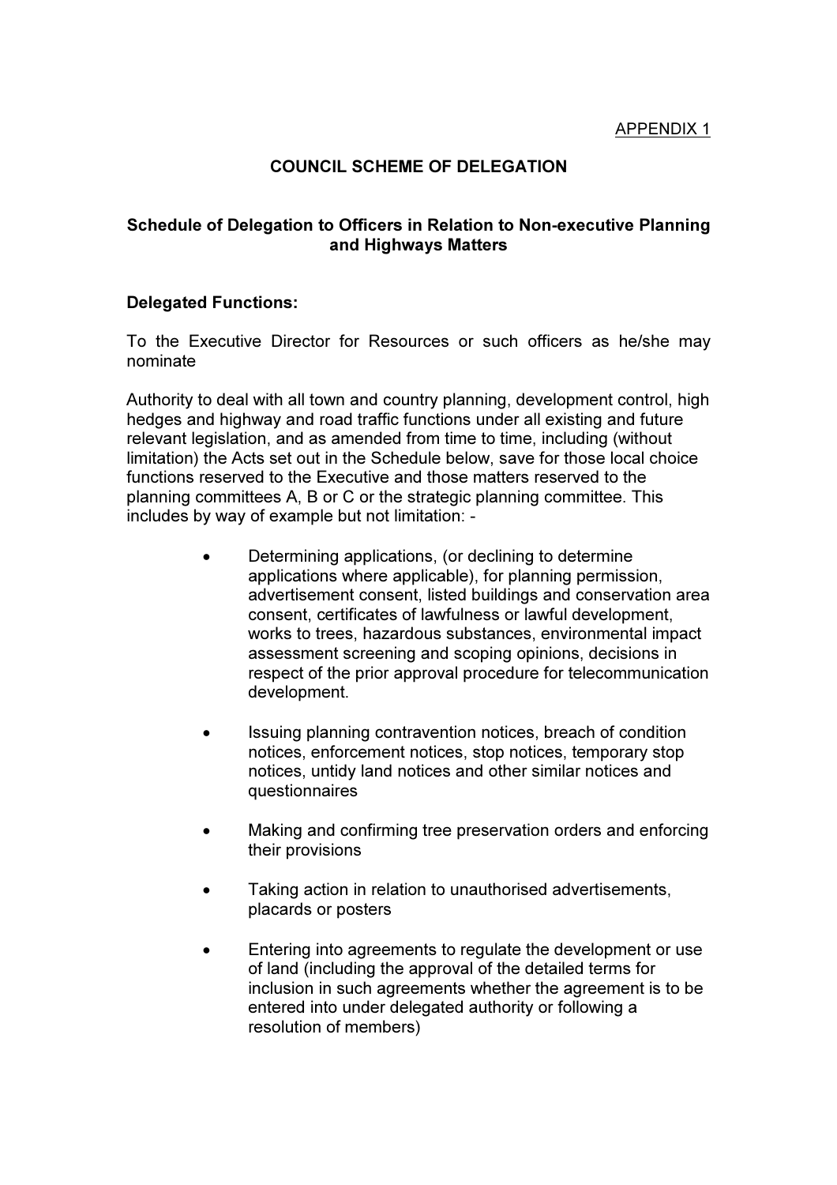APPENDIX 1

# COUNCIL SCHEME OF DELEGATION

## Schedule of Delegation to Officers in Relation to Non-executive Planning and Highways Matters

**Delegated Functions:**

To the Executive Director for Resources or such officers as he/she may nominate

Authority to deal with all town and country planning, development control, high hedges and highway and road traffic functions under all existing and future relevant legislation, and as amended from time to time, including (without limitation) the Acts set out in the Schedule below, save for those local choice functions reserved to the Executive and those matters reserved to the planning committees A, B or C or the strategic planning committee. This includes by way of example but not limitation: -

- Determining applications, (or declining to determine applications where applicable), for planning permission, advertisement consent, listed buildings and conservation area consent, certificates of lawfulness or lawful development, works to trees, hazardous substances, environmental impact assessment screening and scoping opinions, decisions in respect of the prior approval procedure for telecommunication development.

- Issuing planning contravention notices, breach of condition notices, enforcement notices, stop notices, temporary stop notices, untidy land notices and other similar notices and questionnaires

- Making and confirming tree preservation orders and enforcing their provisions

- Taking action in relation to unauthorised advertisements, placards or posters

- Entering into agreements to regulate the development or use of land (including the approval of the detailed terms for inclusion in such agreements whether the agreement is to be entered into under delegated authority or following a resolution of members)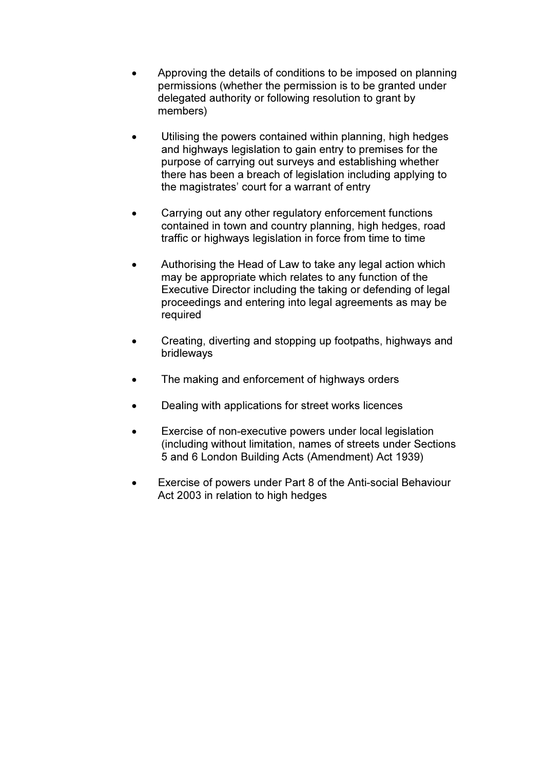- Approving the details of conditions to be imposed on planning permissions (whether the permission is to be granted under delegated authority or following resolution to grant by members)

- Utilising the powers contained within planning, high hedges and highways legislation to gain entry to premises for the purpose of carrying out surveys and establishing whether there has been a breach of legislation including applying to the magistrates' court for a warrant of entry

- Carrying out any other regulatory enforcement functions contained in town and country planning, high hedges, road traffic or highways legislation in force from time to time

- Authorising the Head of Law to take any legal action which may be appropriate which relates to any function of the Executive Director including the taking or defending of legal proceedings and entering into legal agreements as may be required

- Creating, diverting and stopping up footpaths, highways and bridleways

- The making and enforcement of highways orders

- Dealing with applications for street works licences

- Exercise of non-executive powers under local legislation (including without limitation, names of streets under Sections 5 and 6 London Building Acts (Amendment) Act 1939)

- Exercise of powers under Part 8 of the Anti-social Behaviour Act 2003 in relation to high hedges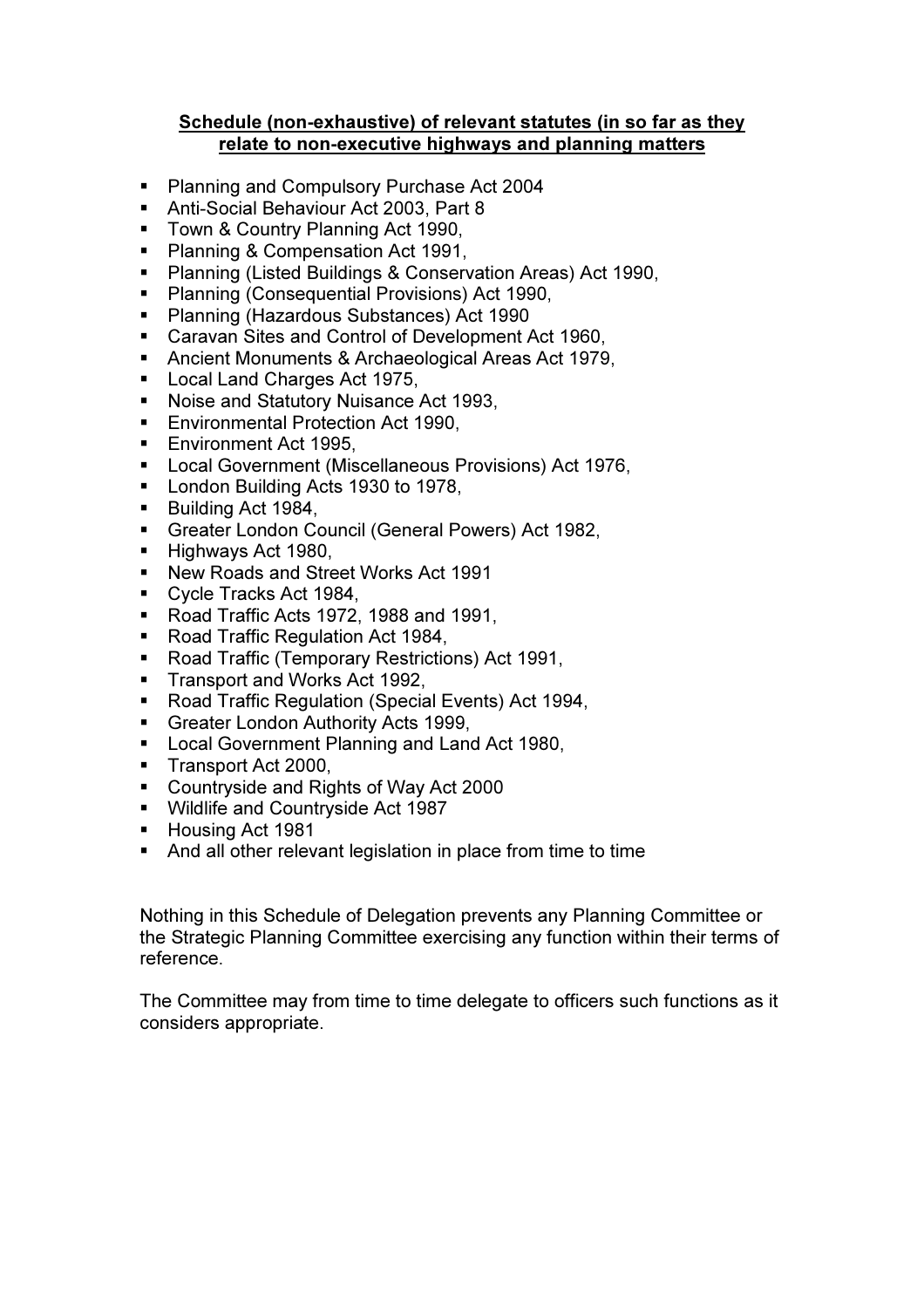**Schedule (non-exhaustive) of relevant statutes (in so far as they relate to non-executive highways and planning matters**

- Planning and Compulsory Purchase Act 2004
- Anti-Social Behaviour Act 2003, Part 8
- Town & Country Planning Act 1990,
- Planning & Compensation Act 1991,
- Planning (Listed Buildings & Conservation Areas) Act 1990,
- Planning (Consequential Provisions) Act 1990,
- Planning (Hazardous Substances) Act 1990
- Caravan Sites and Control of Development Act 1960,
- Ancient Monuments & Archaeological Areas Act 1979,
- Local Land Charges Act 1975,
- Noise and Statutory Nuisance Act 1993,
- Environmental Protection Act 1990,
- Environment Act 1995,
- Local Government (Miscellaneous Provisions) Act 1976,
- London Building Acts 1930 to 1978,
- Building Act 1984,
- Greater London Council (General Powers) Act 1982,
- Highways Act 1980,
- New Roads and Street Works Act 1991
- Cycle Tracks Act 1984,
- Road Traffic Acts 1972, 1988 and 1991,
- Road Traffic Regulation Act 1984,
- Road Traffic (Temporary Restrictions) Act 1991,
- Transport and Works Act 1992,
- Road Traffic Regulation (Special Events) Act 1994,
- Greater London Authority Acts 1999,
- Local Government Planning and Land Act 1980,
- Transport Act 2000,
- Countryside and Rights of Way Act 2000
- Wildlife and Countryside Act 1987
- Housing Act 1981
- And all other relevant legislation in place from time to time

Nothing in this Schedule of Delegation prevents any Planning Committee or the Strategic Planning Committee exercising any function within their terms of reference.

The Committee may from time to time delegate to officers such functions as it considers appropriate.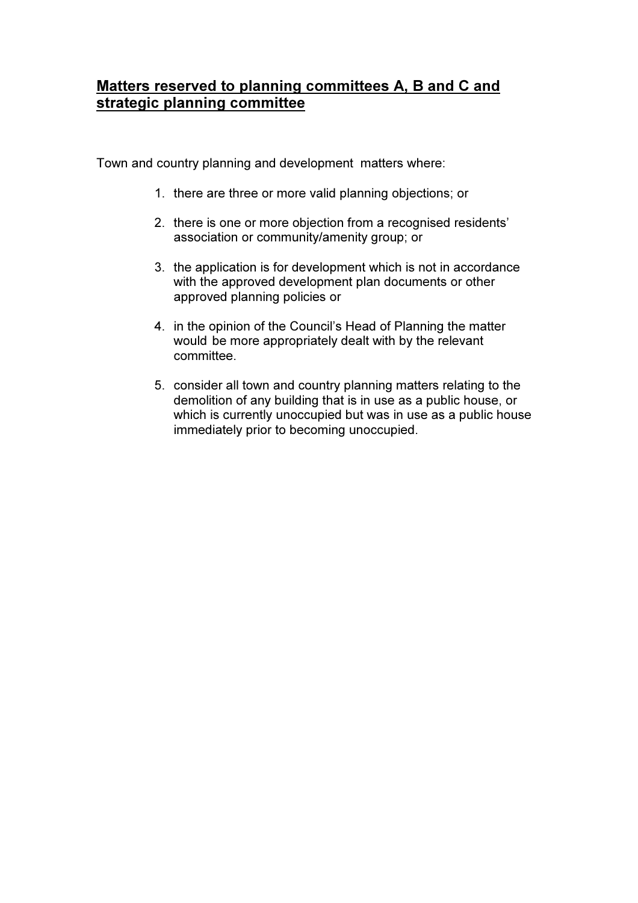## Matters reserved to planning committees A, B and C and strategic planning committee

Town and country planning and development matters where:

1. there are three or more valid planning objections; or

2. there is one or more objection from a recognised residents' association or community/amenity group; or

3. the application is for development which is not in accordance with the approved development plan documents or other approved planning policies or

4. in the opinion of the Council's Head of Planning the matter would be more appropriately dealt with by the relevant committee.

5. consider all town and country planning matters relating to the demolition of any building that is in use as a public house, or which is currently unoccupied but was in use as a public house immediately prior to becoming unoccupied.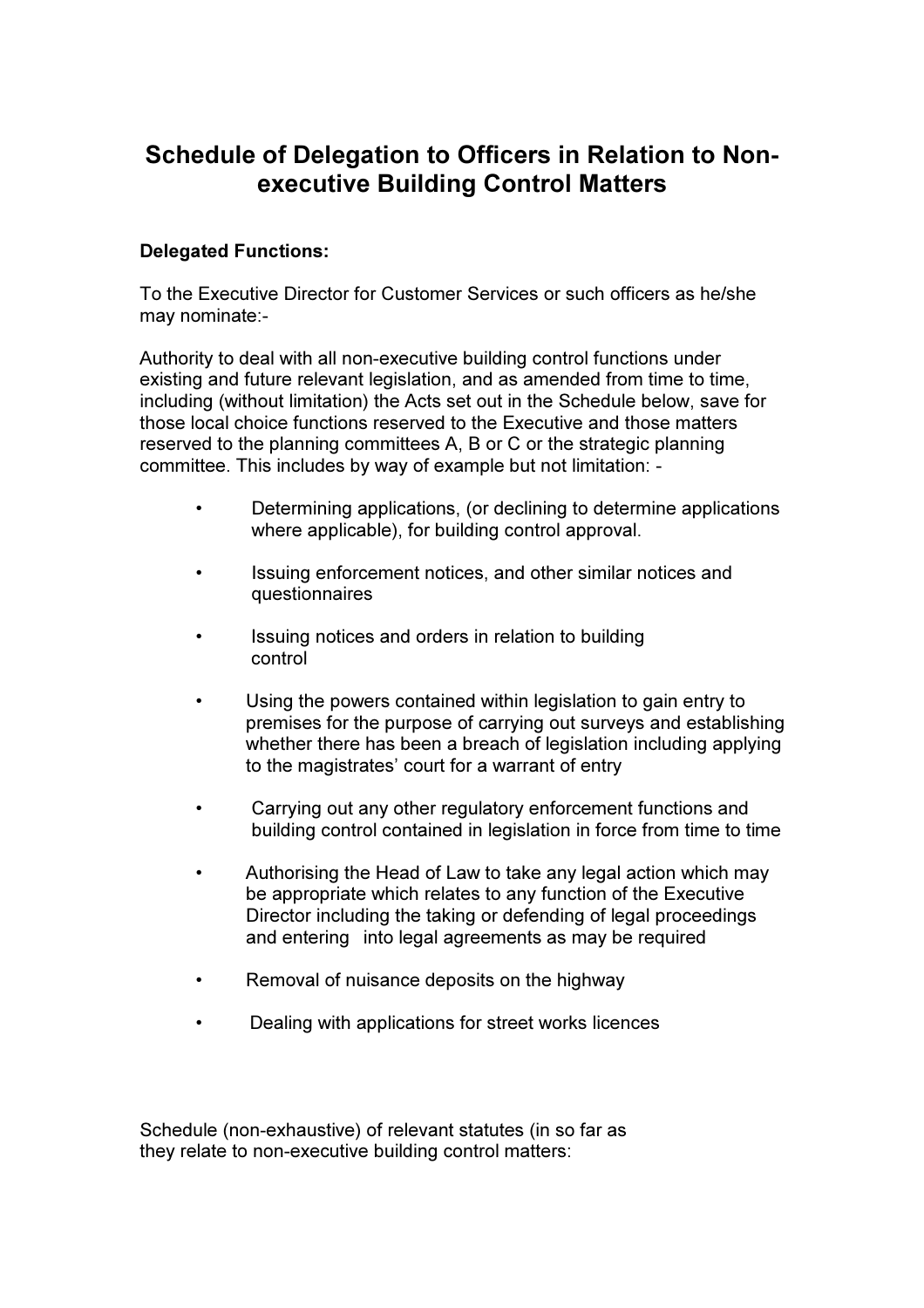# Schedule of Delegation to Officers in Relation to Non-executive Building Control Matters

**Delegated Functions:**

To the Executive Director for Customer Services or such officers as he/she may nominate:-

Authority to deal with all non-executive building control functions under existing and future relevant legislation, and as amended from time to time, including (without limitation) the Acts set out in the Schedule below, save for those local choice functions reserved to the Executive and those matters reserved to the planning committees A, B or C or the strategic planning committee. This includes by way of example but not limitation: -

- Determining applications, (or declining to determine applications where applicable), for building control approval.
- Issuing enforcement notices, and other similar notices and questionnaires
- Issuing notices and orders in relation to building control
- Using the powers contained within legislation to gain entry to premises for the purpose of carrying out surveys and establishing whether there has been a breach of legislation including applying to the magistrates' court for a warrant of entry
- Carrying out any other regulatory enforcement functions and building control contained in legislation in force from time to time
- Authorising the Head of Law to take any legal action which may be appropriate which relates to any function of the Executive Director including the taking or defending of legal proceedings and entering into legal agreements as may be required
- Removal of nuisance deposits on the highway
- Dealing with applications for street works licences

Schedule (non-exhaustive) of relevant statutes (in so far as they relate to non-executive building control matters: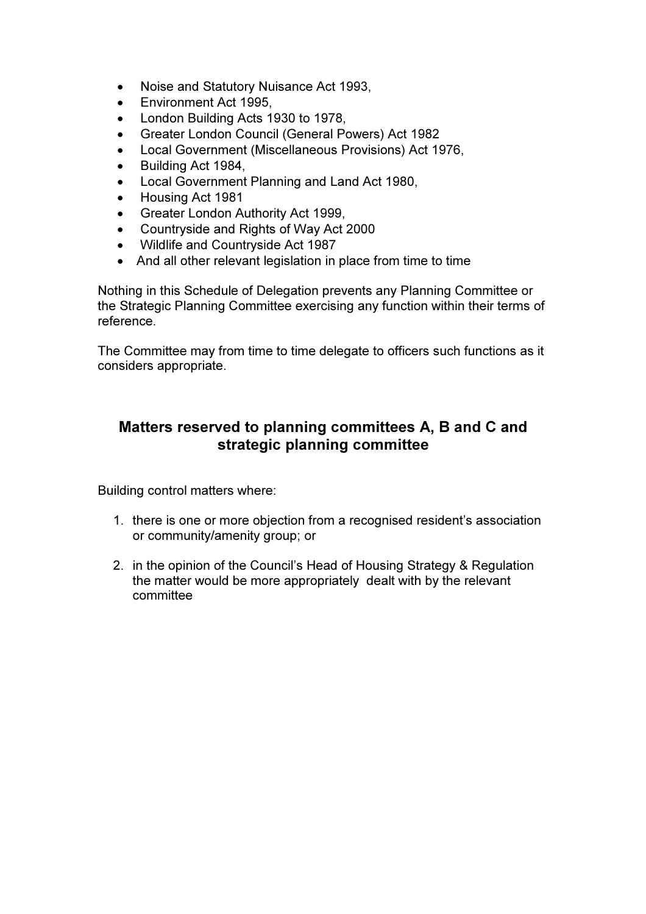- Noise and Statutory Nuisance Act 1993,
- Environment Act 1995,
- London Building Acts 1930 to 1978,
- Greater London Council (General Powers) Act 1982
- Local Government (Miscellaneous Provisions) Act 1976,
- Building Act 1984,
- Local Government Planning and Land Act 1980,
- Housing Act 1981
- Greater London Authority Act 1999,
- Countryside and Rights of Way Act 2000
- Wildlife and Countryside Act 1987
- And all other relevant legislation in place from time to time

Nothing in this Schedule of Delegation prevents any Planning Committee or the Strategic Planning Committee exercising any function within their terms of reference.

The Committee may from time to time delegate to officers such functions as it considers appropriate.

## Matters reserved to planning committees A, B and C and strategic planning committee

Building control matters where:

1. there is one or more objection from a recognised resident's association or community/amenity group; or

2. in the opinion of the Council's Head of Housing Strategy & Regulation the matter would be more appropriately dealt with by the relevant committee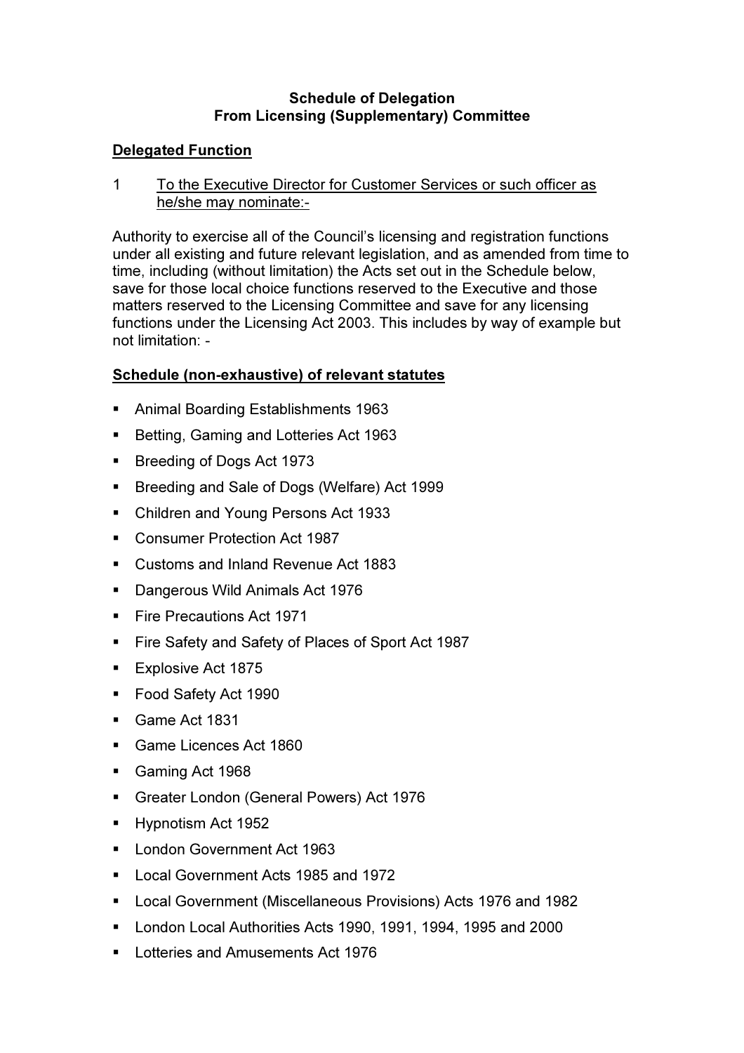**Schedule of Delegation**
**From Licensing (Supplementary) Committee**

**Delegated Function**

1 To the Executive Director for Customer Services or such officer as he/she may nominate:-

Authority to exercise all of the Council's licensing and registration functions under all existing and future relevant legislation, and as amended from time to time, including (without limitation) the Acts set out in the Schedule below, save for those local choice functions reserved to the Executive and those matters reserved to the Licensing Committee and save for any licensing functions under the Licensing Act 2003. This includes by way of example but not limitation: -

**Schedule (non-exhaustive) of relevant statutes**

- Animal Boarding Establishments 1963
- Betting, Gaming and Lotteries Act 1963
- Breeding of Dogs Act 1973
- Breeding and Sale of Dogs (Welfare) Act 1999
- Children and Young Persons Act 1933
- Consumer Protection Act 1987
- Customs and Inland Revenue Act 1883
- Dangerous Wild Animals Act 1976
- Fire Precautions Act 1971
- Fire Safety and Safety of Places of Sport Act 1987
- Explosive Act 1875
- Food Safety Act 1990
- Game Act 1831
- Game Licences Act 1860
- Gaming Act 1968
- Greater London (General Powers) Act 1976
- Hypnotism Act 1952
- London Government Act 1963
- Local Government Acts 1985 and 1972
- Local Government (Miscellaneous Provisions) Acts 1976 and 1982
- London Local Authorities Acts 1990, 1991, 1994, 1995 and 2000
- Lotteries and Amusements Act 1976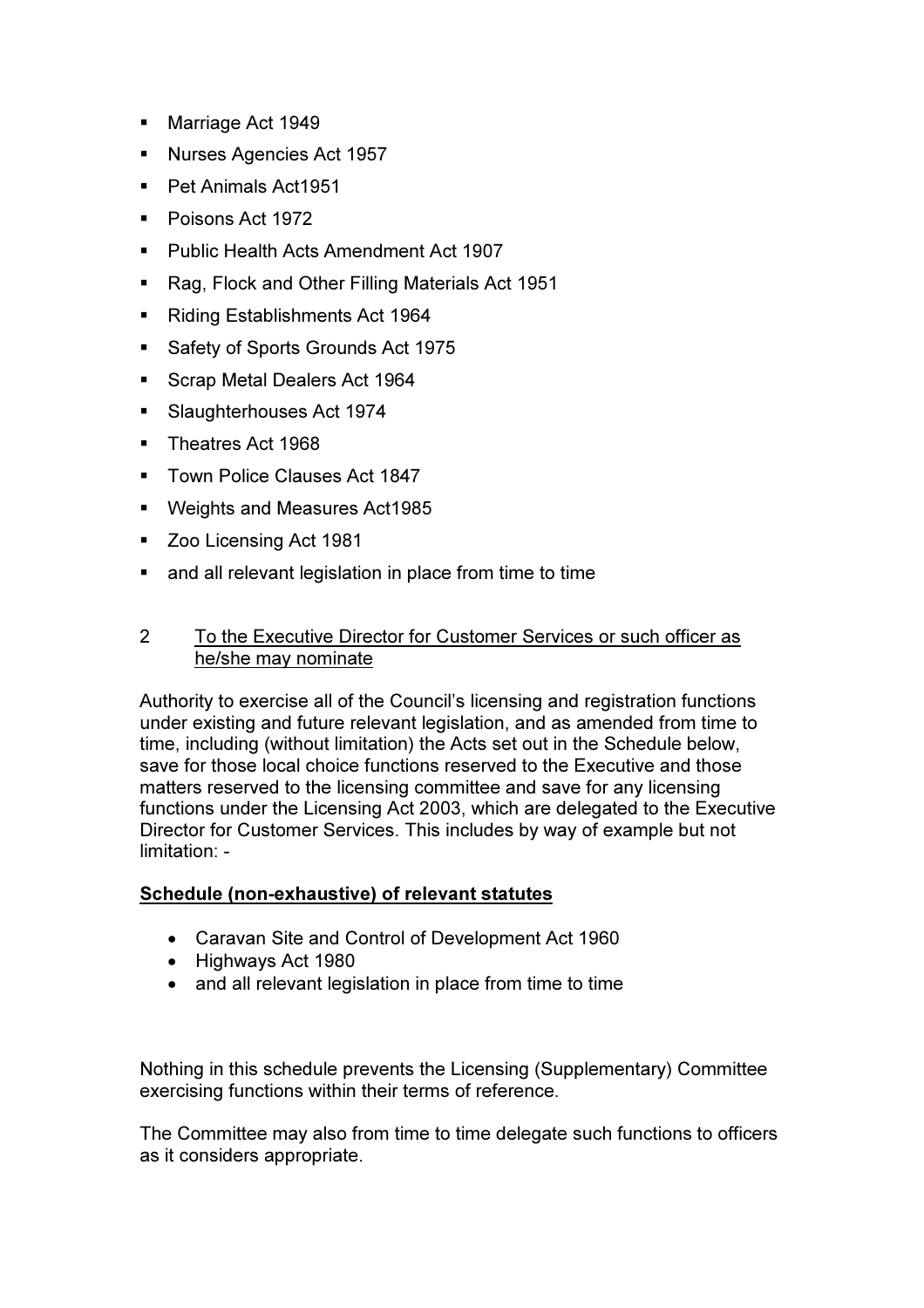- Marriage Act 1949
- Nurses Agencies Act 1957
- Pet Animals Act1951
- Poisons Act 1972
- Public Health Acts Amendment Act 1907
- Rag, Flock and Other Filling Materials Act 1951
- Riding Establishments Act 1964
- Safety of Sports Grounds Act 1975
- Scrap Metal Dealers Act 1964
- Slaughterhouses Act 1974
- Theatres Act 1968
- Town Police Clauses Act 1847
- Weights and Measures Act1985
- Zoo Licensing Act 1981
- and all relevant legislation in place from time to time

2 <u>To the Executive Director for Customer Services or such officer as he/she may nominate</u>

Authority to exercise all of the Council's licensing and registration functions under existing and future relevant legislation, and as amended from time to time, including (without limitation) the Acts set out in the Schedule below, save for those local choice functions reserved to the Executive and those matters reserved to the licensing committee and save for any licensing functions under the Licensing Act 2003, which are delegated to the Executive Director for Customer Services. This includes by way of example but not limitation: -

**<u>Schedule (non-exhaustive) of relevant statutes</u>**

- Caravan Site and Control of Development Act 1960
- Highways Act 1980
- and all relevant legislation in place from time to time

Nothing in this schedule prevents the Licensing (Supplementary) Committee exercising functions within their terms of reference.

The Committee may also from time to time delegate such functions to officers as it considers appropriate.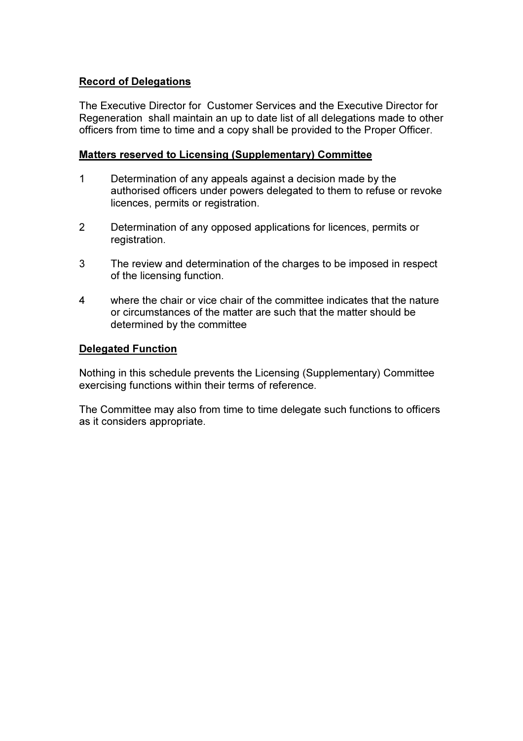**Record of Delegations**

The Executive Director for Customer Services and the Executive Director for Regeneration shall maintain an up to date list of all delegations made to other officers from time to time and a copy shall be provided to the Proper Officer.

**Matters reserved to Licensing (Supplementary) Committee**

1. Determination of any appeals against a decision made by the authorised officers under powers delegated to them to refuse or revoke licences, permits or registration.

2. Determination of any opposed applications for licences, permits or registration.

3. The review and determination of the charges to be imposed in respect of the licensing function.

4. where the chair or vice chair of the committee indicates that the nature or circumstances of the matter are such that the matter should be determined by the committee

**Delegated Function**

Nothing in this schedule prevents the Licensing (Supplementary) Committee exercising functions within their terms of reference.

The Committee may also from time to time delegate such functions to officers as it considers appropriate.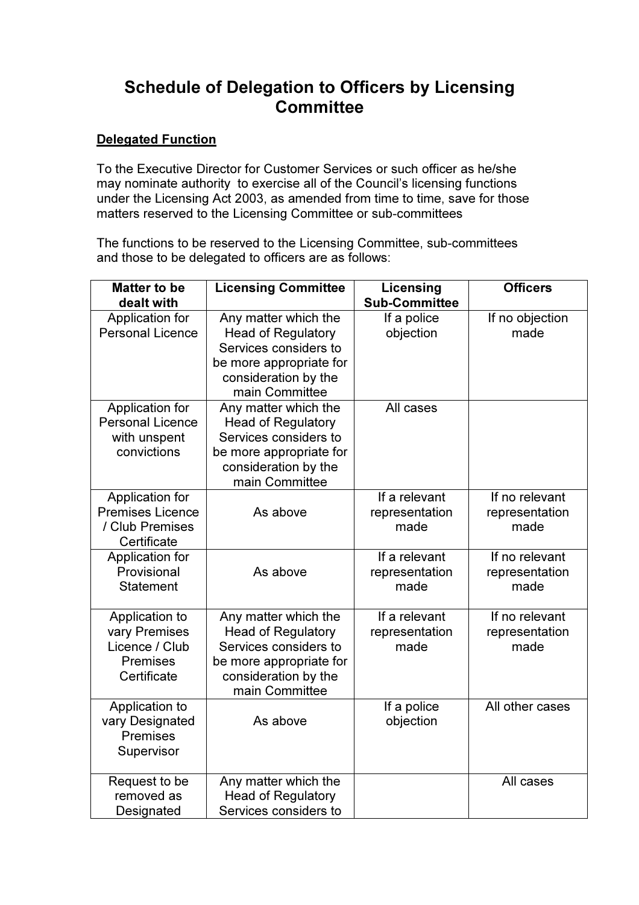# Schedule of Delegation to Officers by Licensing Committee

**Delegated Function**

To the Executive Director for Customer Services or such officer as he/she may nominate authority to exercise all of the Council's licensing functions under the Licensing Act 2003, as amended from time to time, save for those matters reserved to the Licensing Committee or sub-committees

The functions to be reserved to the Licensing Committee, sub-committees and those to be delegated to officers are as follows:

| Matter to be dealt with | Licensing Committee | Licensing Sub-Committee | Officers |
|---|---|---|---|
| Application for Personal Licence | Any matter which the Head of Regulatory Services considers to be more appropriate for consideration by the main Committee | If a police objection | If no objection made |
| Application for Personal Licence with unspent convictions | Any matter which the Head of Regulatory Services considers to be more appropriate for consideration by the main Committee | All cases | |
| Application for Premises Licence / Club Premises Certificate | As above | If a relevant representation made | If no relevant representation made |
| Application for Provisional Statement | As above | If a relevant representation made | If no relevant representation made |
| Application to vary Premises Licence / Club Premises Certificate | Any matter which the Head of Regulatory Services considers to be more appropriate for consideration by the main Committee | If a relevant representation made | If no relevant representation made |
| Application to vary Designated Premises Supervisor | As above | If a police objection | All other cases |
| Request to be removed as Designated | Any matter which the Head of Regulatory Services considers to | | All cases |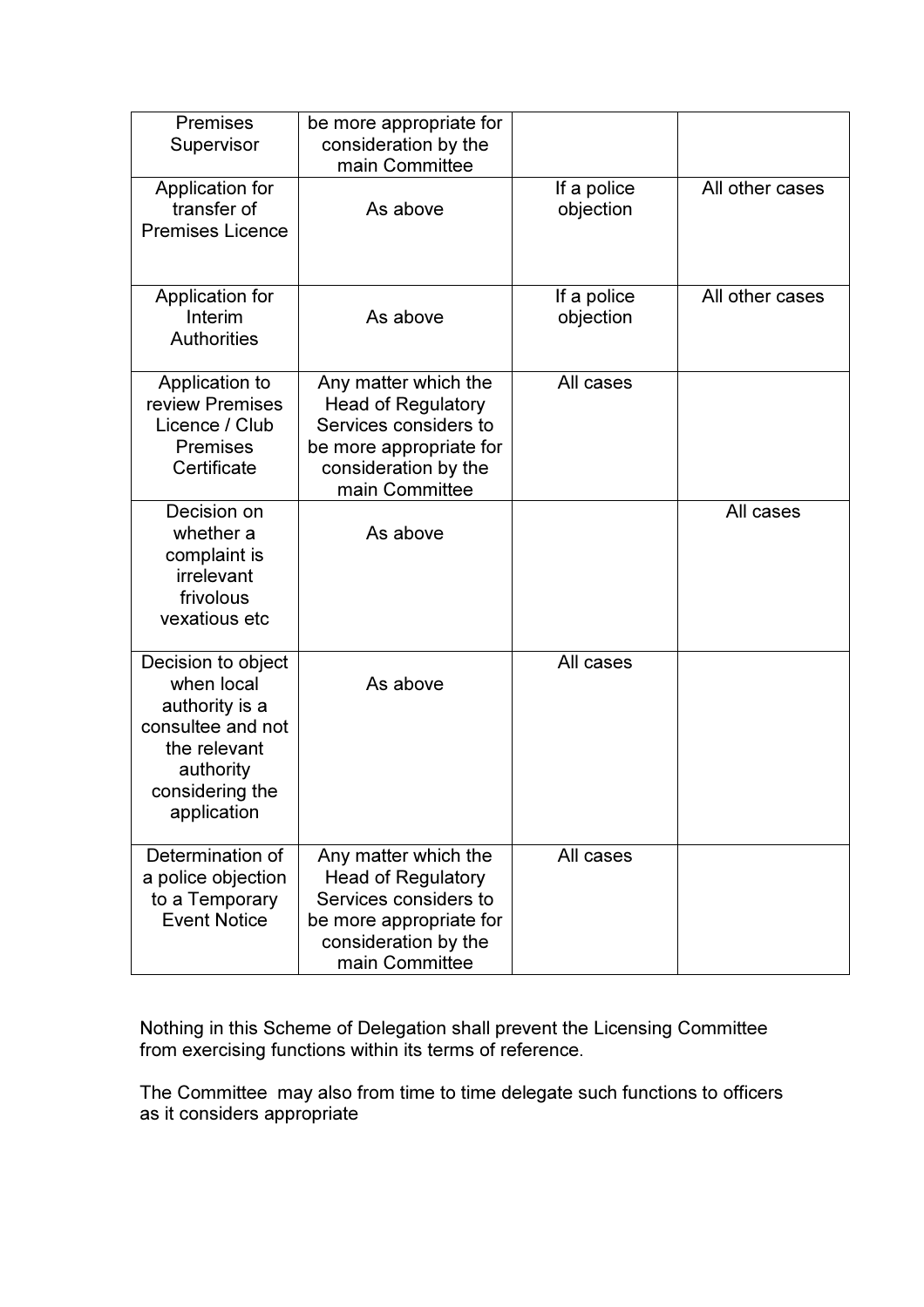| | | | |
|---|---|---|---|
| Premises Supervisor | be more appropriate for consideration by the main Committee | | |
| Application for transfer of Premises Licence | As above | If a police objection | All other cases |
| Application for Interim Authorities | As above | If a police objection | All other cases |
| Application to review Premises Licence / Club Premises Certificate | Any matter which the Head of Regulatory Services considers to be more appropriate for consideration by the main Committee | All cases | |
| Decision on whether a complaint is irrelevant frivolous vexatious etc | As above | | All cases |
| Decision to object when local authority is a consultee and not the relevant authority considering the application | As above | All cases | |
| Determination of a police objection to a Temporary Event Notice | Any matter which the Head of Regulatory Services considers to be more appropriate for consideration by the main Committee | All cases | |

Nothing in this Scheme of Delegation shall prevent the Licensing Committee from exercising functions within its terms of reference.

The Committee may also from time to time delegate such functions to officers as it considers appropriate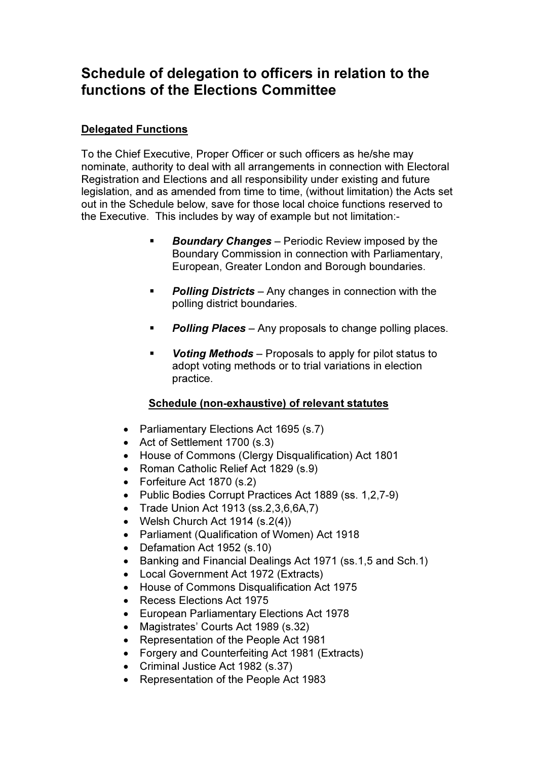# Schedule of delegation to officers in relation to the functions of the Elections Committee

**Delegated Functions**

To the Chief Executive, Proper Officer or such officers as he/she may nominate, authority to deal with all arrangements in connection with Electoral Registration and Elections and all responsibility under existing and future legislation, and as amended from time to time, (without limitation) the Acts set out in the Schedule below, save for those local choice functions reserved to the Executive. This includes by way of example but not limitation:-

- ***Boundary Changes*** – Periodic Review imposed by the Boundary Commission in connection with Parliamentary, European, Greater London and Borough boundaries.
- ***Polling Districts*** – Any changes in connection with the polling district boundaries.
- ***Polling Places*** – Any proposals to change polling places.
- ***Voting Methods*** – Proposals to apply for pilot status to adopt voting methods or to trial variations in election practice.

**Schedule (non-exhaustive) of relevant statutes**

- Parliamentary Elections Act 1695 (s.7)
- Act of Settlement 1700 (s.3)
- House of Commons (Clergy Disqualification) Act 1801
- Roman Catholic Relief Act 1829 (s.9)
- Forfeiture Act 1870 (s.2)
- Public Bodies Corrupt Practices Act 1889 (ss. 1,2,7-9)
- Trade Union Act 1913 (ss.2,3,6,6A,7)
- Welsh Church Act 1914 (s.2(4))
- Parliament (Qualification of Women) Act 1918
- Defamation Act 1952 (s.10)
- Banking and Financial Dealings Act 1971 (ss.1,5 and Sch.1)
- Local Government Act 1972 (Extracts)
- House of Commons Disqualification Act 1975
- Recess Elections Act 1975
- European Parliamentary Elections Act 1978
- Magistrates' Courts Act 1989 (s.32)
- Representation of the People Act 1981
- Forgery and Counterfeiting Act 1981 (Extracts)
- Criminal Justice Act 1982 (s.37)
- Representation of the People Act 1983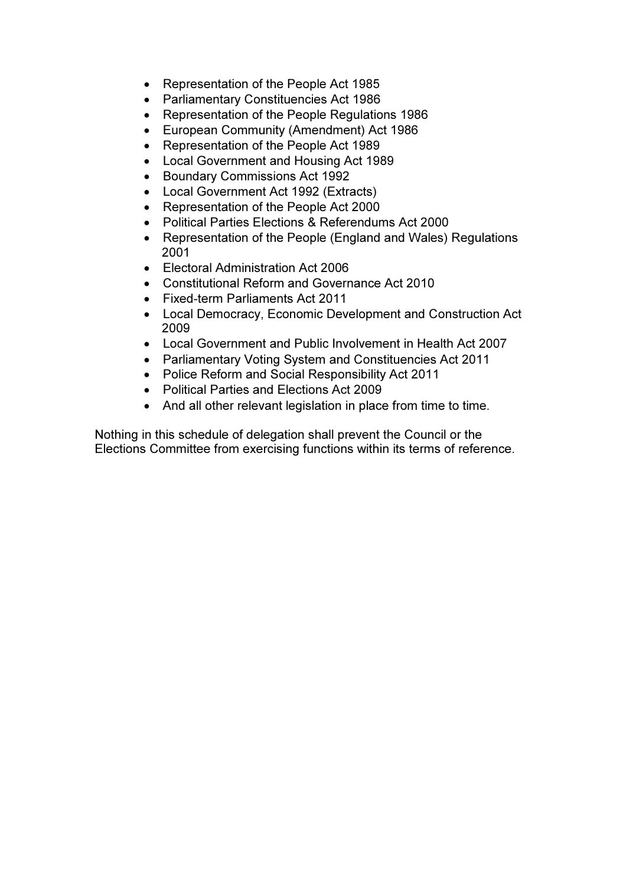- Representation of the People Act 1985
- Parliamentary Constituencies Act 1986
- Representation of the People Regulations 1986
- European Community (Amendment) Act 1986
- Representation of the People Act 1989
- Local Government and Housing Act 1989
- Boundary Commissions Act 1992
- Local Government Act 1992 (Extracts)
- Representation of the People Act 2000
- Political Parties Elections & Referendums Act 2000
- Representation of the People (England and Wales) Regulations 2001
- Electoral Administration Act 2006
- Constitutional Reform and Governance Act 2010
- Fixed-term Parliaments Act 2011
- Local Democracy, Economic Development and Construction Act 2009
- Local Government and Public Involvement in Health Act 2007
- Parliamentary Voting System and Constituencies Act 2011
- Police Reform and Social Responsibility Act 2011
- Political Parties and Elections Act 2009
- And all other relevant legislation in place from time to time.

Nothing in this schedule of delegation shall prevent the Council or the Elections Committee from exercising functions within its terms of reference.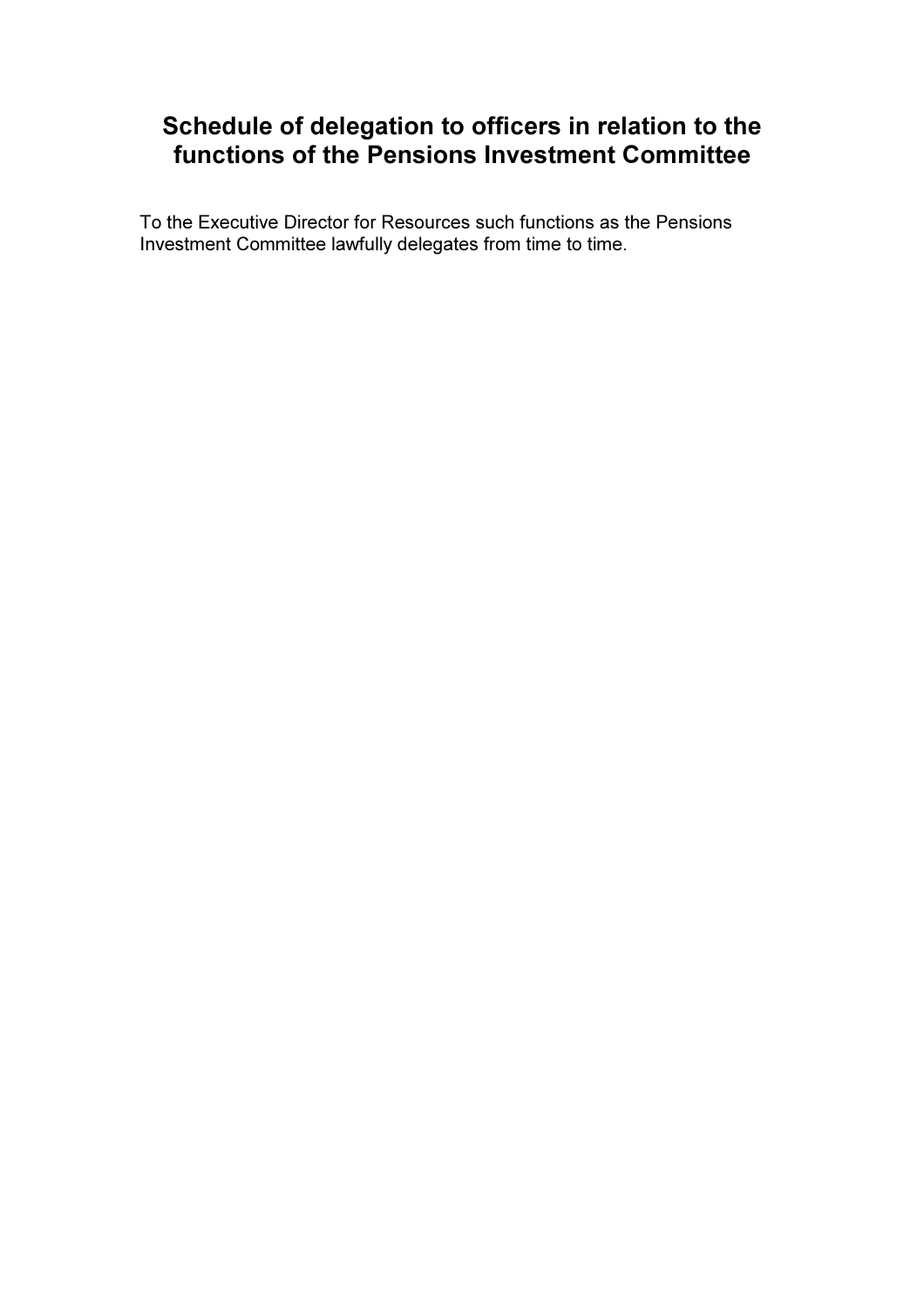# Schedule of delegation to officers in relation to the functions of the Pensions Investment Committee

To the Executive Director for Resources such functions as the Pensions Investment Committee lawfully delegates from time to time.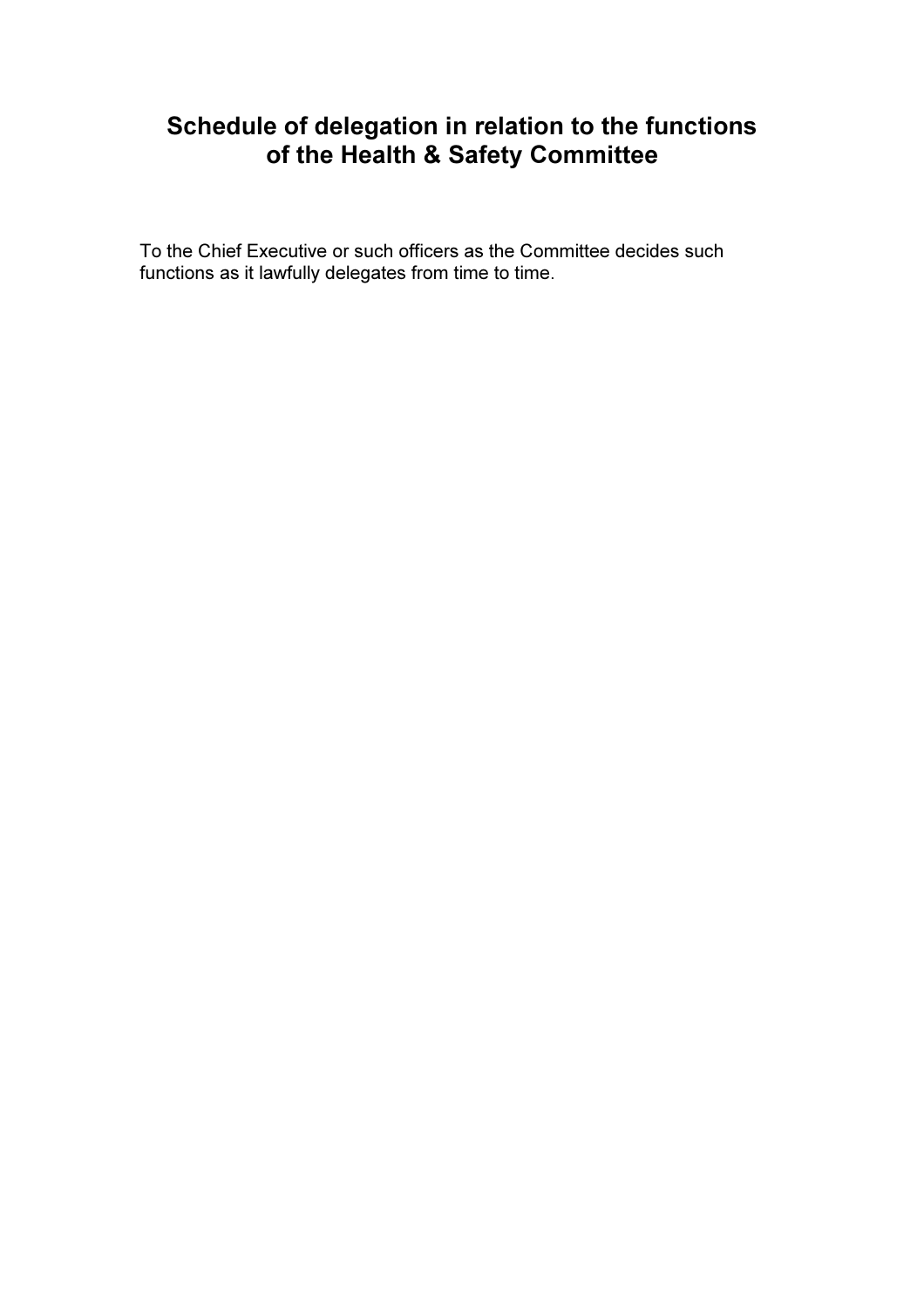# Schedule of delegation in relation to the functions of the Health & Safety Committee

To the Chief Executive or such officers as the Committee decides such functions as it lawfully delegates from time to time.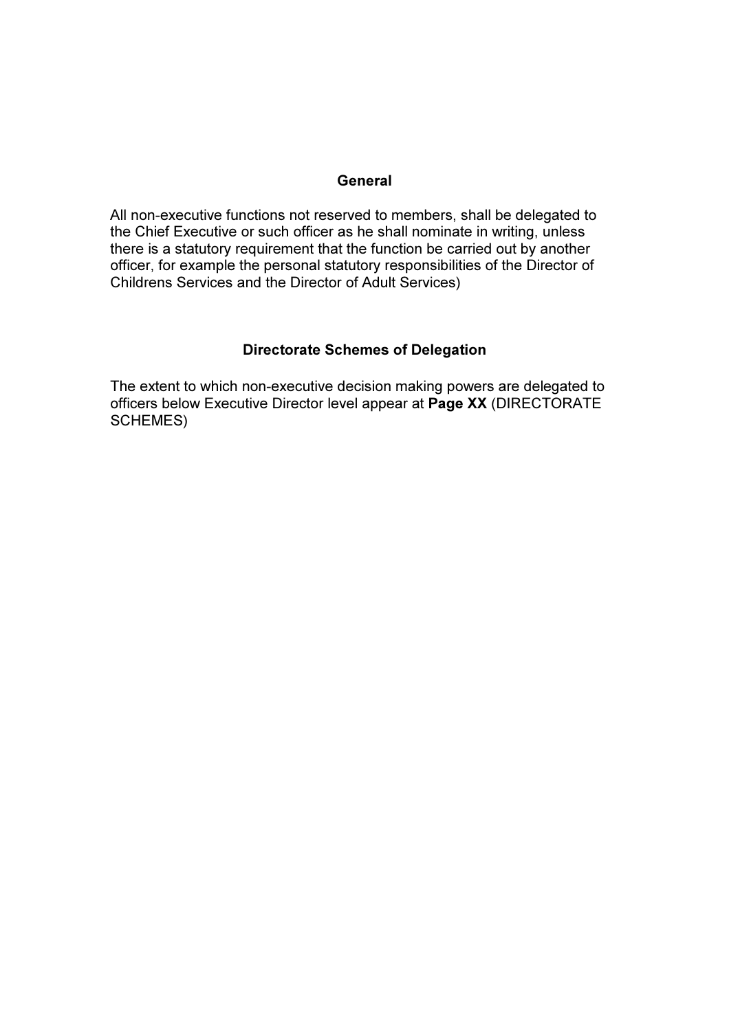## General

All non-executive functions not reserved to members, shall be delegated to the Chief Executive or such officer as he shall nominate in writing, unless there is a statutory requirement that the function be carried out by another officer, for example the personal statutory responsibilities of the Director of Childrens Services and the Director of Adult Services)

## Directorate Schemes of Delegation

The extent to which non-executive decision making powers are delegated to officers below Executive Director level appear at **Page XX** (DIRECTORATE SCHEMES)